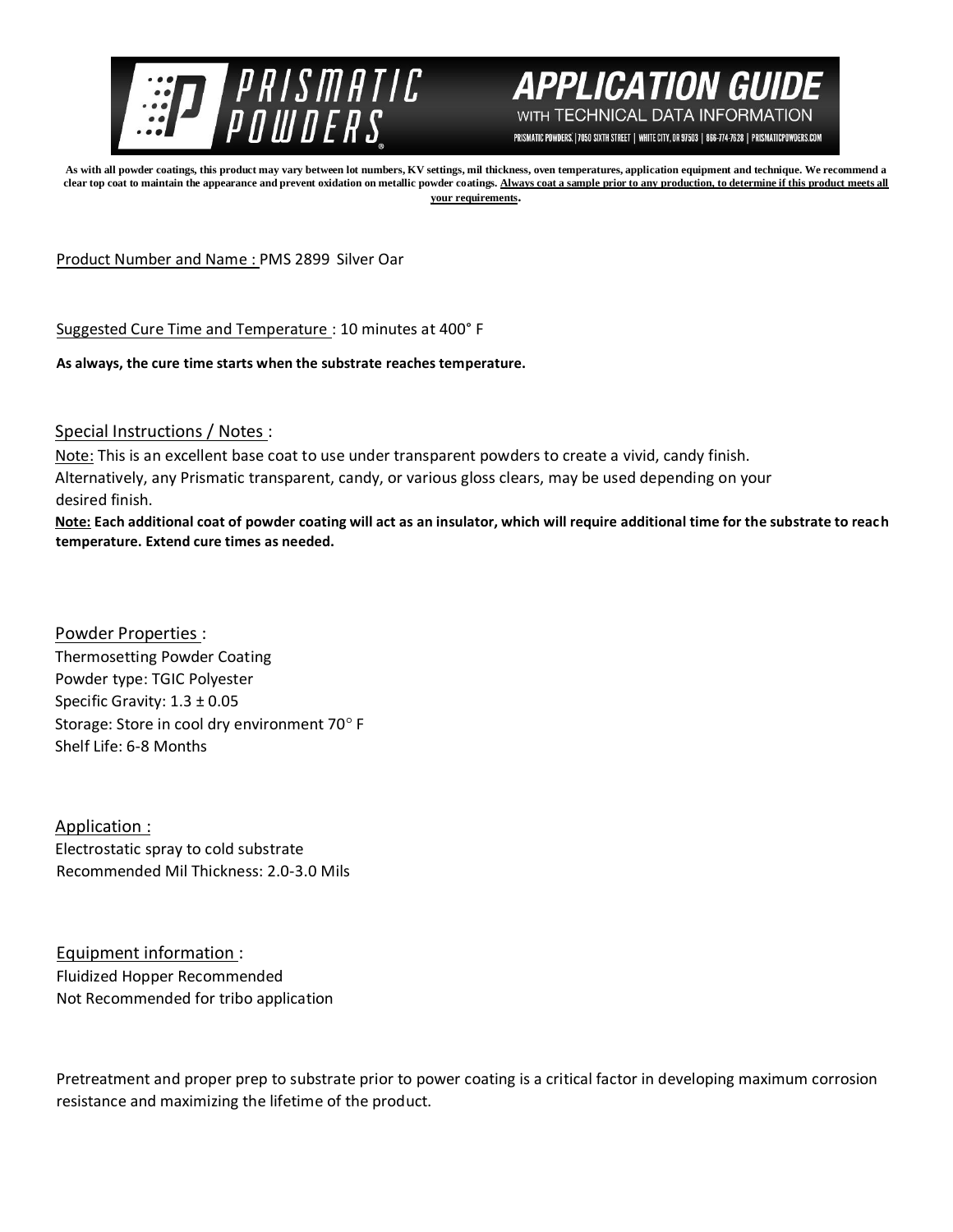# PRISMATIC POWDERS

## APPLICATION GUIDE

WITH TECHNICAL DATA INFORMATION

PRISMATIC POWDERS. | 7050 SIXTH STREET | WHITE CITY, OR 97503 | 866-774-7628 | PRISMATICPOWDERS.COM

**As with all powder coatings, this product may vary between lot numbers, KV settings, mil thickness, oven temperatures, application equipment and technique. We recommend a clear top coat to maintain the appearance and prevent oxidation on metallic powder coatings. Always coat a sample prior to any production, to determine if this product meets all your requirements.**

Product Number and Name : PMS 2899 Silver Oar

Suggested Cure Time and Temperature : 10 minutes at 400° F

**As always, the cure time starts when the substrate reaches temperature.**

Special Instructions / Notes :

Note: This is an excellent base coat to use under transparent powders to create a vivid, candy finish. Alternatively, any Prismatic transparent, candy, or various gloss clears, may be used depending on your desired finish.

**Note: Each additional coat of powder coating will act as an insulator, which will require additional time for the substrate to reach temperature. Extend cure times as needed.**

Powder Properties :

Thermosetting Powder Coating
Powder type: TGIC Polyester
Specific Gravity: 1.3 ± 0.05
Storage: Store in cool dry environment 70° F
Shelf Life: 6-8 Months

Application :

Electrostatic spray to cold substrate
Recommended Mil Thickness: 2.0-3.0 Mils

Equipment information :

Fluidized Hopper Recommended
Not Recommended for tribo application

Pretreatment and proper prep to substrate prior to power coating is a critical factor in developing maximum corrosion resistance and maximizing the lifetime of the product.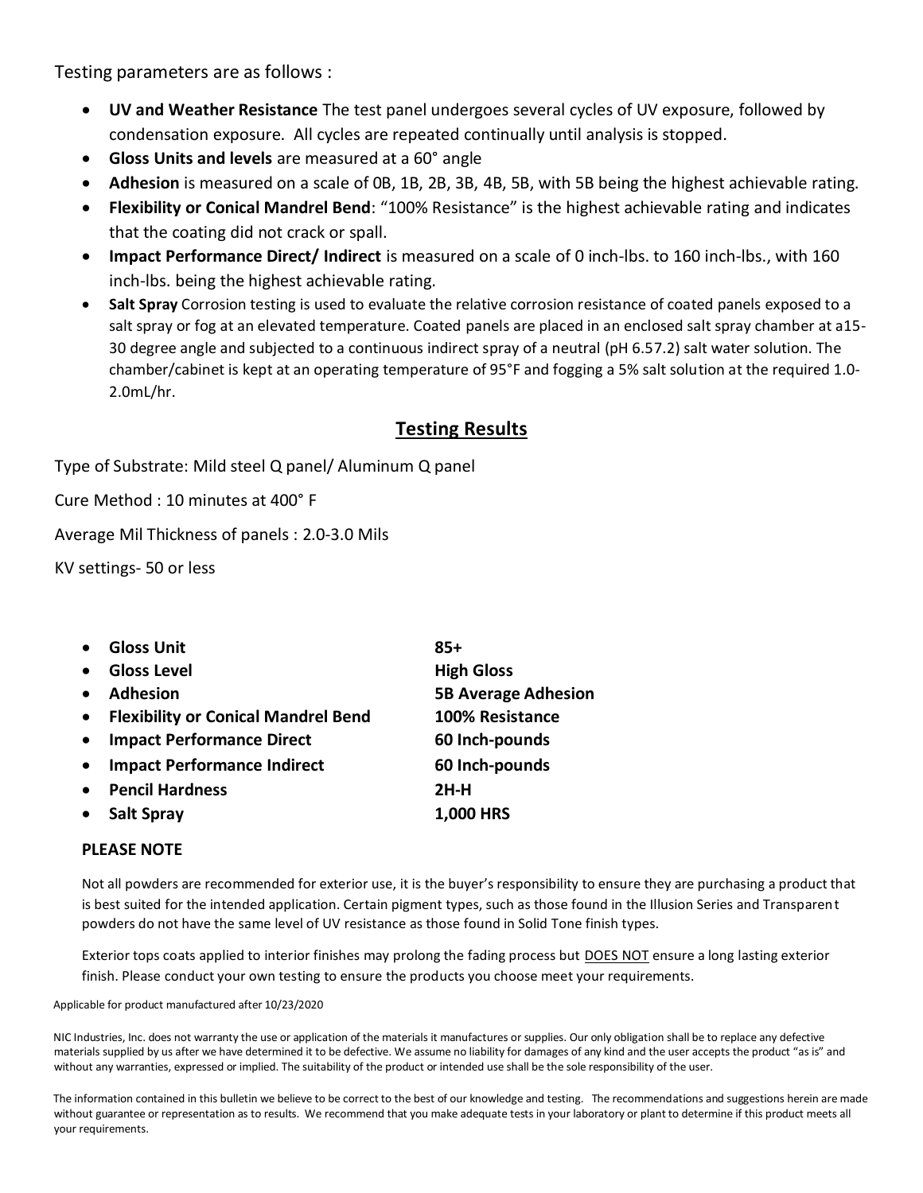Testing parameters are as follows :

- **UV and Weather Resistance** The test panel undergoes several cycles of UV exposure, followed by condensation exposure. All cycles are repeated continually until analysis is stopped.
- **Gloss Units and levels** are measured at a 60° angle
- **Adhesion** is measured on a scale of 0B, 1B, 2B, 3B, 4B, 5B, with 5B being the highest achievable rating.
- **Flexibility or Conical Mandrel Bend**: "100% Resistance" is the highest achievable rating and indicates that the coating did not crack or spall.
- **Impact Performance Direct/ Indirect** is measured on a scale of 0 inch-lbs. to 160 inch-lbs., with 160 inch-lbs. being the highest achievable rating.
- **Salt Spray** Corrosion testing is used to evaluate the relative corrosion resistance of coated panels exposed to a salt spray or fog at an elevated temperature. Coated panels are placed in an enclosed salt spray chamber at a15-30 degree angle and subjected to a continuous indirect spray of a neutral (pH 6.57.2) salt water solution. The chamber/cabinet is kept at an operating temperature of 95°F and fogging a 5% salt solution at the required 1.0-2.0mL/hr.

## Testing Results

Type of Substrate: Mild steel Q panel/ Aluminum Q panel

Cure Method : 10 minutes at 400° F

Average Mil Thickness of panels : 2.0-3.0 Mils

KV settings- 50 or less

| | |
|---|---|
| **Gloss Unit** | **85+** |
| **Gloss Level** | **High Gloss** |
| **Adhesion** | **5B Average Adhesion** |
| **Flexibility or Conical Mandrel Bend** | **100% Resistance** |
| **Impact Performance Direct** | **60 Inch-pounds** |
| **Impact Performance Indirect** | **60 Inch-pounds** |
| **Pencil Hardness** | **2H-H** |
| **Salt Spray** | **1,000 HRS** |

**PLEASE NOTE**

Not all powders are recommended for exterior use, it is the buyer's responsibility to ensure they are purchasing a product that is best suited for the intended application. Certain pigment types, such as those found in the Illusion Series and Transparent powders do not have the same level of UV resistance as those found in Solid Tone finish types.

Exterior tops coats applied to interior finishes may prolong the fading process but DOES NOT ensure a long lasting exterior finish. Please conduct your own testing to ensure the products you choose meet your requirements.

Applicable for product manufactured after 10/23/2020

NIC Industries, Inc. does not warranty the use or application of the materials it manufactures or supplies. Our only obligation shall be to replace any defective materials supplied by us after we have determined it to be defective. We assume no liability for damages of any kind and the user accepts the product "as is" and without any warranties, expressed or implied. The suitability of the product or intended use shall be the sole responsibility of the user.

The information contained in this bulletin we believe to be correct to the best of our knowledge and testing. The recommendations and suggestions herein are made without guarantee or representation as to results. We recommend that you make adequate tests in your laboratory or plant to determine if this product meets all your requirements.